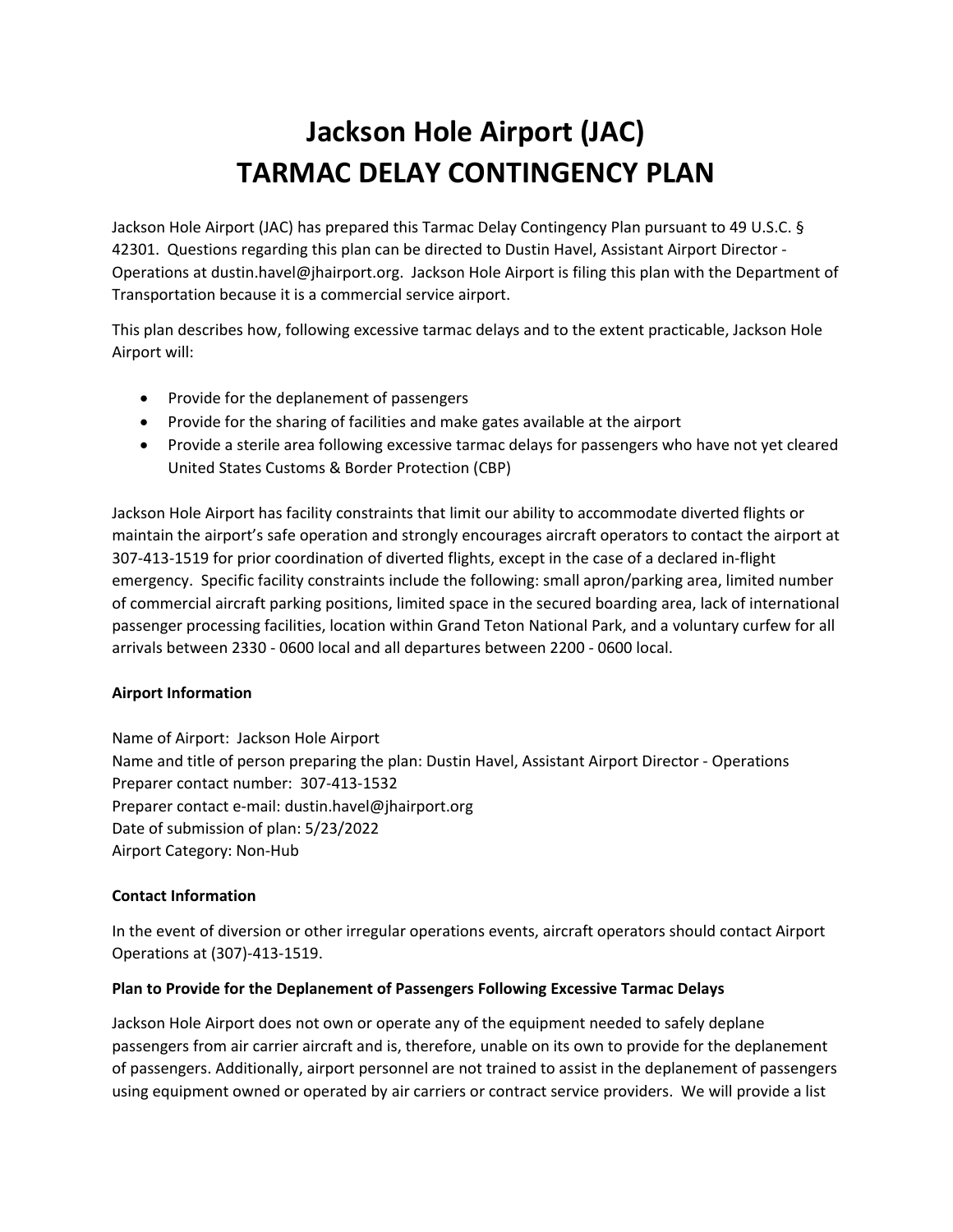# Jackson Hole Airport (JAC)
# TARMAC DELAY CONTINGENCY PLAN

Jackson Hole Airport (JAC) has prepared this Tarmac Delay Contingency Plan pursuant to 49 U.S.C. § 42301. Questions regarding this plan can be directed to Dustin Havel, Assistant Airport Director - Operations at dustin.havel@jhairport.org. Jackson Hole Airport is filing this plan with the Department of Transportation because it is a commercial service airport.

This plan describes how, following excessive tarmac delays and to the extent practicable, Jackson Hole Airport will:

- Provide for the deplanement of passengers
- Provide for the sharing of facilities and make gates available at the airport
- Provide a sterile area following excessive tarmac delays for passengers who have not yet cleared United States Customs & Border Protection (CBP)

Jackson Hole Airport has facility constraints that limit our ability to accommodate diverted flights or maintain the airport's safe operation and strongly encourages aircraft operators to contact the airport at 307-413-1519 for prior coordination of diverted flights, except in the case of a declared in-flight emergency. Specific facility constraints include the following: small apron/parking area, limited number of commercial aircraft parking positions, limited space in the secured boarding area, lack of international passenger processing facilities, location within Grand Teton National Park, and a voluntary curfew for all arrivals between 2330 - 0600 local and all departures between 2200 - 0600 local.

**Airport Information**

Name of Airport: Jackson Hole Airport
Name and title of person preparing the plan: Dustin Havel, Assistant Airport Director - Operations
Preparer contact number: 307-413-1532
Preparer contact e-mail: dustin.havel@jhairport.org
Date of submission of plan: 5/23/2022
Airport Category: Non-Hub

**Contact Information**

In the event of diversion or other irregular operations events, aircraft operators should contact Airport Operations at (307)-413-1519.

**Plan to Provide for the Deplanement of Passengers Following Excessive Tarmac Delays**

Jackson Hole Airport does not own or operate any of the equipment needed to safely deplane passengers from air carrier aircraft and is, therefore, unable on its own to provide for the deplanement of passengers. Additionally, airport personnel are not trained to assist in the deplanement of passengers using equipment owned or operated by air carriers or contract service providers. We will provide a list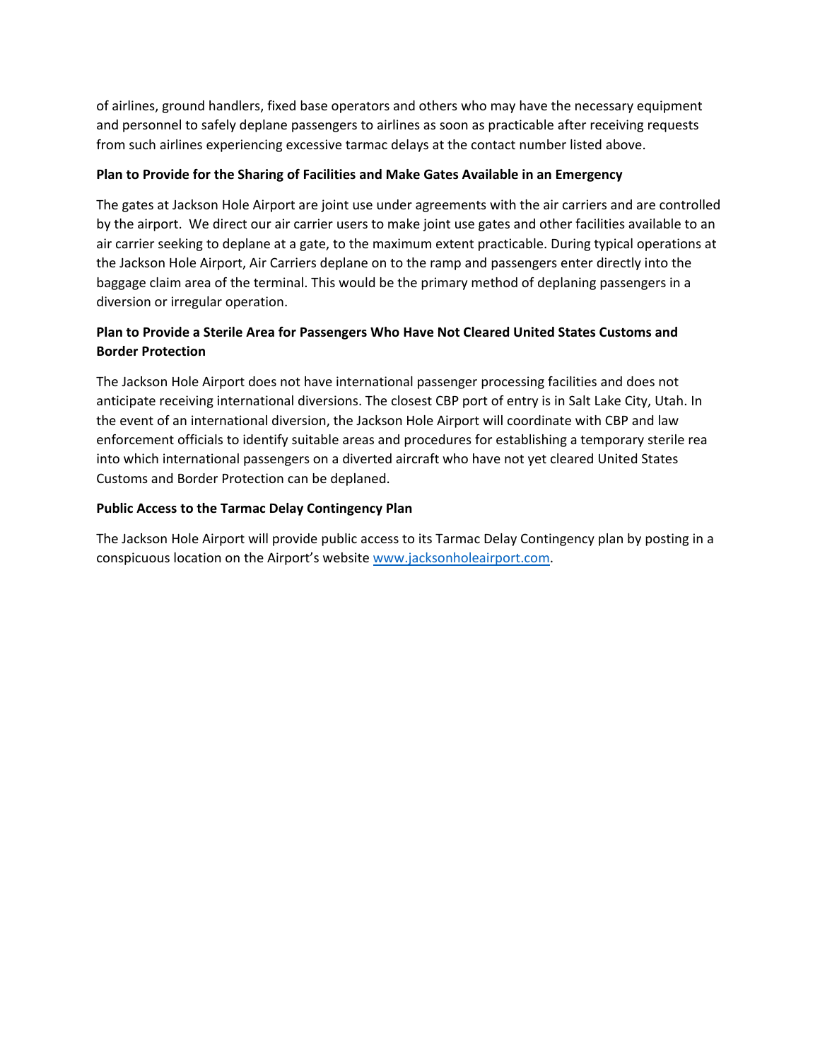of airlines, ground handlers, fixed base operators and others who may have the necessary equipment and personnel to safely deplane passengers to airlines as soon as practicable after receiving requests from such airlines experiencing excessive tarmac delays at the contact number listed above.

**Plan to Provide for the Sharing of Facilities and Make Gates Available in an Emergency**

The gates at Jackson Hole Airport are joint use under agreements with the air carriers and are controlled by the airport. We direct our air carrier users to make joint use gates and other facilities available to an air carrier seeking to deplane at a gate, to the maximum extent practicable. During typical operations at the Jackson Hole Airport, Air Carriers deplane on to the ramp and passengers enter directly into the baggage claim area of the terminal. This would be the primary method of deplaning passengers in a diversion or irregular operation.

**Plan to Provide a Sterile Area for Passengers Who Have Not Cleared United States Customs and Border Protection**

The Jackson Hole Airport does not have international passenger processing facilities and does not anticipate receiving international diversions. The closest CBP port of entry is in Salt Lake City, Utah. In the event of an international diversion, the Jackson Hole Airport will coordinate with CBP and law enforcement officials to identify suitable areas and procedures for establishing a temporary sterile rea into which international passengers on a diverted aircraft who have not yet cleared United States Customs and Border Protection can be deplaned.

**Public Access to the Tarmac Delay Contingency Plan**

The Jackson Hole Airport will provide public access to its Tarmac Delay Contingency plan by posting in a conspicuous location on the Airport's website www.jacksonholeairport.com.